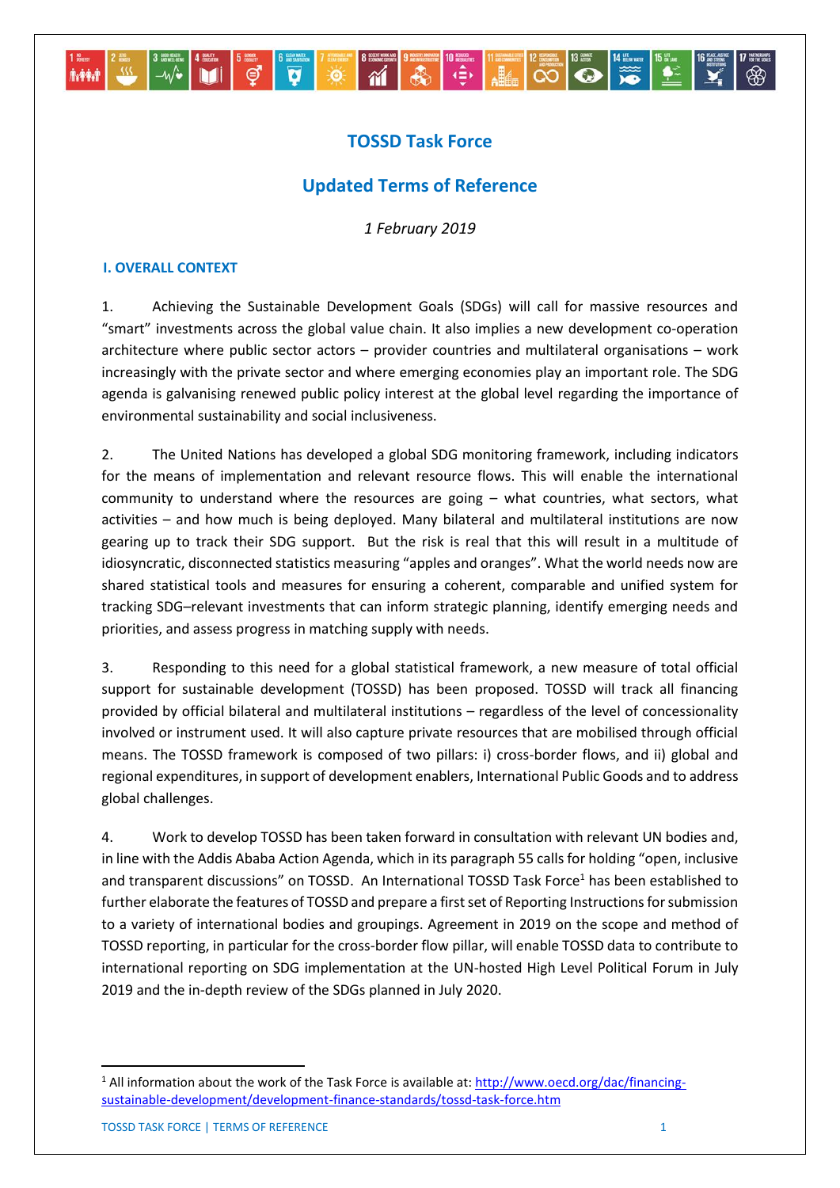# TOSSD Task Force

## Updated Terms of Reference

*1 February 2019*

### I. OVERALL CONTEXT

1. Achieving the Sustainable Development Goals (SDGs) will call for massive resources and "smart" investments across the global value chain. It also implies a new development co-operation architecture where public sector actors – provider countries and multilateral organisations – work increasingly with the private sector and where emerging economies play an important role. The SDG agenda is galvanising renewed public policy interest at the global level regarding the importance of environmental sustainability and social inclusiveness.

2. The United Nations has developed a global SDG monitoring framework, including indicators for the means of implementation and relevant resource flows. This will enable the international community to understand where the resources are going – what countries, what sectors, what activities – and how much is being deployed. Many bilateral and multilateral institutions are now gearing up to track their SDG support. But the risk is real that this will result in a multitude of idiosyncratic, disconnected statistics measuring "apples and oranges". What the world needs now are shared statistical tools and measures for ensuring a coherent, comparable and unified system for tracking SDG–relevant investments that can inform strategic planning, identify emerging needs and priorities, and assess progress in matching supply with needs.

3. Responding to this need for a global statistical framework, a new measure of total official support for sustainable development (TOSSD) has been proposed. TOSSD will track all financing provided by official bilateral and multilateral institutions – regardless of the level of concessionality involved or instrument used. It will also capture private resources that are mobilised through official means. The TOSSD framework is composed of two pillars: i) cross-border flows, and ii) global and regional expenditures, in support of development enablers, International Public Goods and to address global challenges.

4. Work to develop TOSSD has been taken forward in consultation with relevant UN bodies and, in line with the Addis Ababa Action Agenda, which in its paragraph 55 calls for holding "open, inclusive and transparent discussions" on TOSSD. An International TOSSD Task Force[1] has been established to further elaborate the features of TOSSD and prepare a first set of Reporting Instructions for submission to a variety of international bodies and groupings. Agreement in 2019 on the scope and method of TOSSD reporting, in particular for the cross-border flow pillar, will enable TOSSD data to contribute to international reporting on SDG implementation at the UN-hosted High Level Political Forum in July 2019 and the in-depth review of the SDGs planned in July 2020.

[1] All information about the work of the Task Force is available at: http://www.oecd.org/dac/financing-sustainable-development/development-finance-standards/tossd-task-force.htm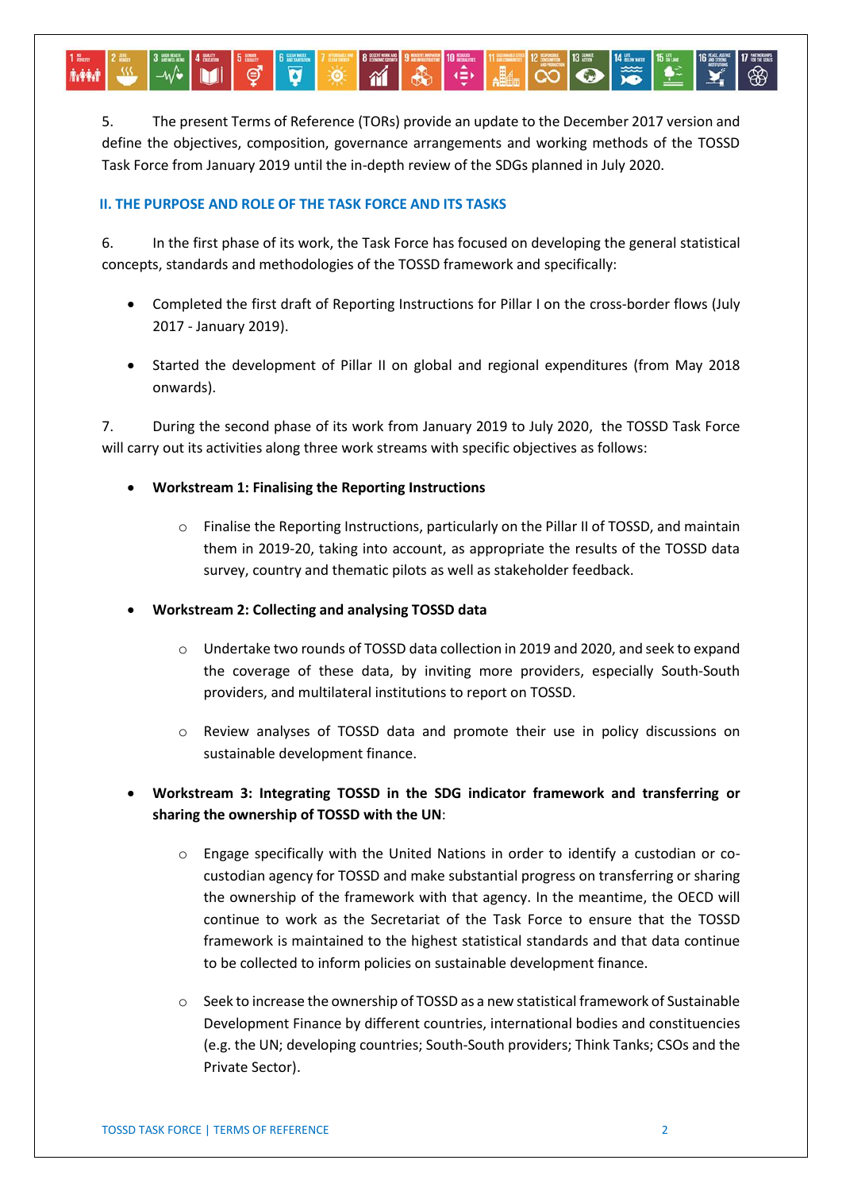5. The present Terms of Reference (TORs) provide an update to the December 2017 version and define the objectives, composition, governance arrangements and working methods of the TOSSD Task Force from January 2019 until the in-depth review of the SDGs planned in July 2020.

## II. THE PURPOSE AND ROLE OF THE TASK FORCE AND ITS TASKS

6. In the first phase of its work, the Task Force has focused on developing the general statistical concepts, standards and methodologies of the TOSSD framework and specifically:

- Completed the first draft of Reporting Instructions for Pillar I on the cross-border flows (July 2017 - January 2019).
- Started the development of Pillar II on global and regional expenditures (from May 2018 onwards).

7. During the second phase of its work from January 2019 to July 2020, the TOSSD Task Force will carry out its activities along three work streams with specific objectives as follows:

- **Workstream 1: Finalising the Reporting Instructions**
  - Finalise the Reporting Instructions, particularly on the Pillar II of TOSSD, and maintain them in 2019-20, taking into account, as appropriate the results of the TOSSD data survey, country and thematic pilots as well as stakeholder feedback.
- **Workstream 2: Collecting and analysing TOSSD data**
  - Undertake two rounds of TOSSD data collection in 2019 and 2020, and seek to expand the coverage of these data, by inviting more providers, especially South-South providers, and multilateral institutions to report on TOSSD.
  - Review analyses of TOSSD data and promote their use in policy discussions on sustainable development finance.
- **Workstream 3: Integrating TOSSD in the SDG indicator framework and transferring or sharing the ownership of TOSSD with the UN**:
  - Engage specifically with the United Nations in order to identify a custodian or co-custodian agency for TOSSD and make substantial progress on transferring or sharing the ownership of the framework with that agency. In the meantime, the OECD will continue to work as the Secretariat of the Task Force to ensure that the TOSSD framework is maintained to the highest statistical standards and that data continue to be collected to inform policies on sustainable development finance.
  - Seek to increase the ownership of TOSSD as a new statistical framework of Sustainable Development Finance by different countries, international bodies and constituencies (e.g. the UN; developing countries; South-South providers; Think Tanks; CSOs and the Private Sector).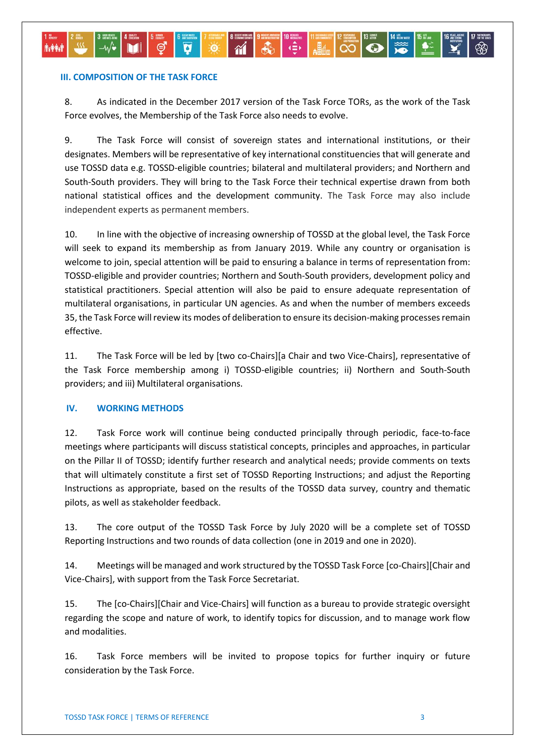## III. COMPOSITION OF THE TASK FORCE

8. As indicated in the December 2017 version of the Task Force TORs, as the work of the Task Force evolves, the Membership of the Task Force also needs to evolve.

9. The Task Force will consist of sovereign states and international institutions, or their designates. Members will be representative of key international constituencies that will generate and use TOSSD data e.g. TOSSD-eligible countries; bilateral and multilateral providers; and Northern and South-South providers. They will bring to the Task Force their technical expertise drawn from both national statistical offices and the development community. The Task Force may also include independent experts as permanent members.

10. In line with the objective of increasing ownership of TOSSD at the global level, the Task Force will seek to expand its membership as from January 2019. While any country or organisation is welcome to join, special attention will be paid to ensuring a balance in terms of representation from: TOSSD-eligible and provider countries; Northern and South-South providers, development policy and statistical practitioners. Special attention will also be paid to ensure adequate representation of multilateral organisations, in particular UN agencies. As and when the number of members exceeds 35, the Task Force will review its modes of deliberation to ensure its decision-making processes remain effective.

11. The Task Force will be led by [two co-Chairs][a Chair and two Vice-Chairs], representative of the Task Force membership among i) TOSSD-eligible countries; ii) Northern and South-South providers; and iii) Multilateral organisations.

## IV. WORKING METHODS

12. Task Force work will continue being conducted principally through periodic, face-to-face meetings where participants will discuss statistical concepts, principles and approaches, in particular on the Pillar II of TOSSD; identify further research and analytical needs; provide comments on texts that will ultimately constitute a first set of TOSSD Reporting Instructions; and adjust the Reporting Instructions as appropriate, based on the results of the TOSSD data survey, country and thematic pilots, as well as stakeholder feedback.

13. The core output of the TOSSD Task Force by July 2020 will be a complete set of TOSSD Reporting Instructions and two rounds of data collection (one in 2019 and one in 2020).

14. Meetings will be managed and work structured by the TOSSD Task Force [co-Chairs][Chair and Vice-Chairs], with support from the Task Force Secretariat.

15. The [co-Chairs][Chair and Vice-Chairs] will function as a bureau to provide strategic oversight regarding the scope and nature of work, to identify topics for discussion, and to manage work flow and modalities.

16. Task Force members will be invited to propose topics for further inquiry or future consideration by the Task Force.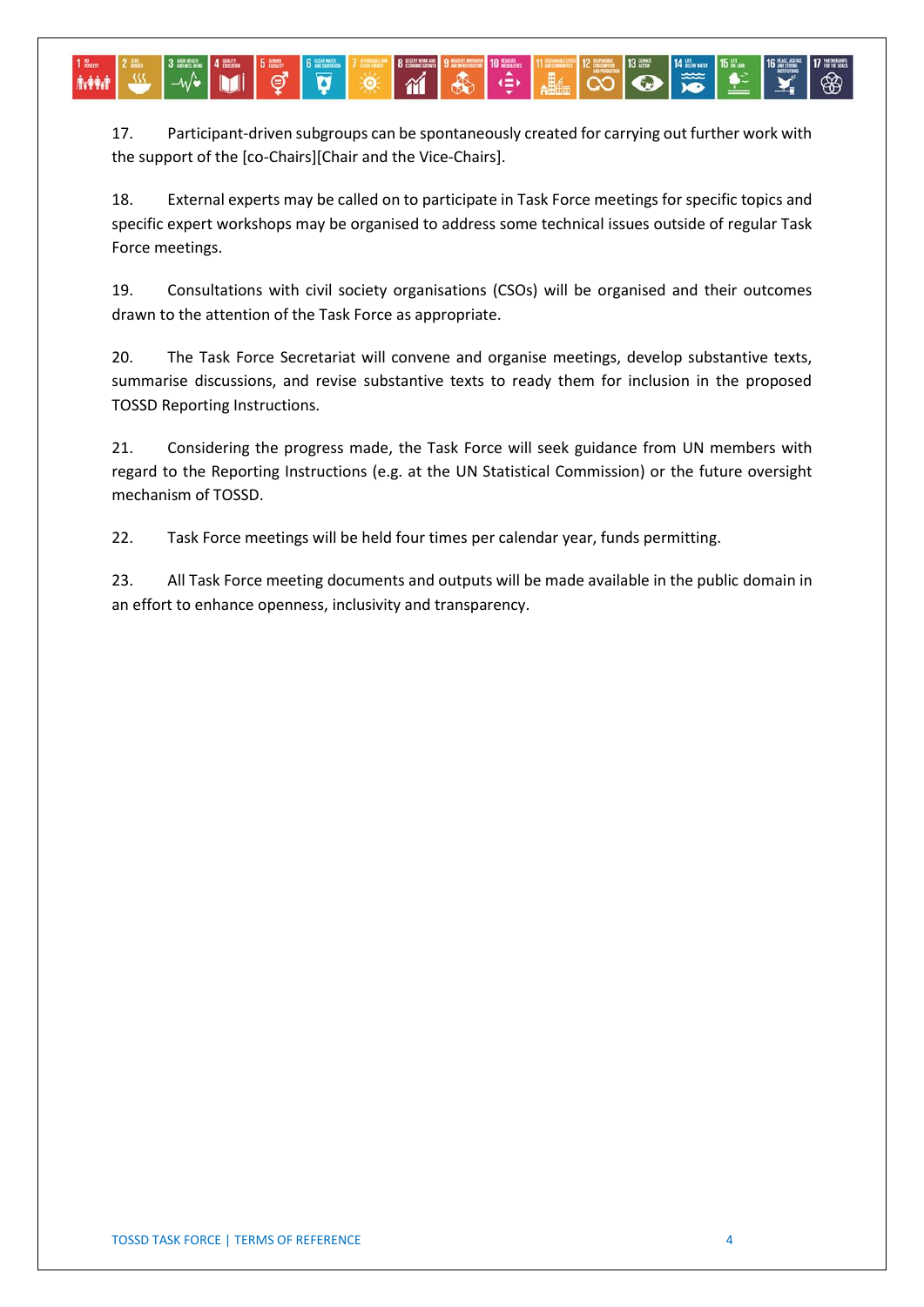17. Participant-driven subgroups can be spontaneously created for carrying out further work with the support of the [co-Chairs][Chair and the Vice-Chairs].

18. External experts may be called on to participate in Task Force meetings for specific topics and specific expert workshops may be organised to address some technical issues outside of regular Task Force meetings.

19. Consultations with civil society organisations (CSOs) will be organised and their outcomes drawn to the attention of the Task Force as appropriate.

20. The Task Force Secretariat will convene and organise meetings, develop substantive texts, summarise discussions, and revise substantive texts to ready them for inclusion in the proposed TOSSD Reporting Instructions.

21. Considering the progress made, the Task Force will seek guidance from UN members with regard to the Reporting Instructions (e.g. at the UN Statistical Commission) or the future oversight mechanism of TOSSD.

22. Task Force meetings will be held four times per calendar year, funds permitting.

23. All Task Force meeting documents and outputs will be made available in the public domain in an effort to enhance openness, inclusivity and transparency.